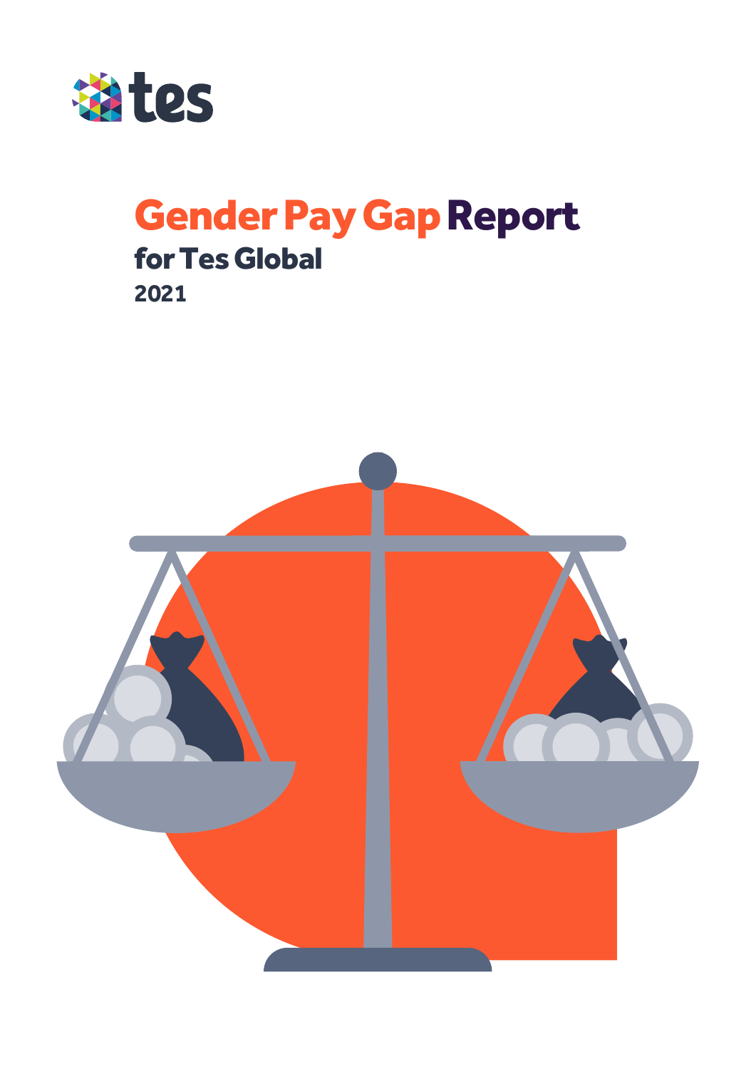tes

# Gender Pay Gap Report

## for Tes Global

**2021**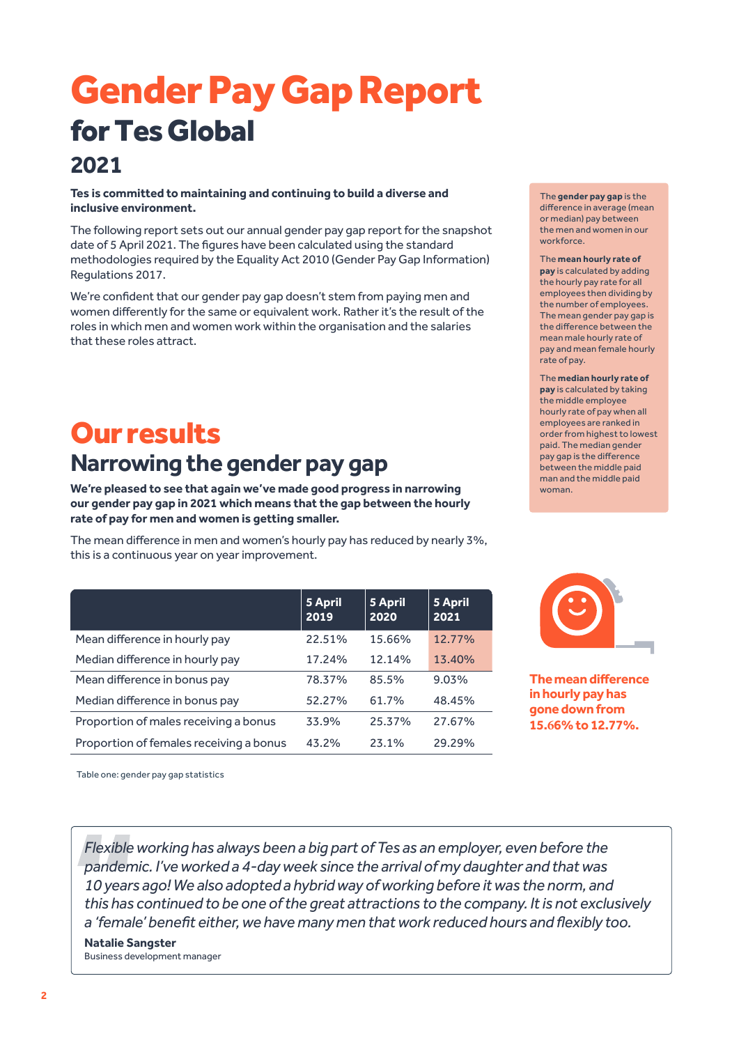# Gender Pay Gap Report

## for Tes Global

## 2021

**Tes is committed to maintaining and continuing to build a diverse and inclusive environment.**

The following report sets out our annual gender pay gap report for the snapshot date of 5 April 2021. The figures have been calculated using the standard methodologies required by the Equality Act 2010 (Gender Pay Gap Information) Regulations 2017.

We're confident that our gender pay gap doesn't stem from paying men and women differently for the same or equivalent work. Rather it's the result of the roles in which men and women work within the organisation and the salaries that these roles attract.

The **gender pay gap** is the difference in average (mean or median) pay between the men and women in our workforce.

The **mean hourly rate of pay** is calculated by adding the hourly pay rate for all employees then dividing by the number of employees. The mean gender pay gap is the difference between the mean male hourly rate of pay and mean female hourly rate of pay.

The **median hourly rate of pay** is calculated by taking the middle employee hourly rate of pay when all employees are ranked in order from highest to lowest paid. The median gender pay gap is the difference between the middle paid man and the middle paid woman.

# Our results

## Narrowing the gender pay gap

**We're pleased to see that again we've made good progress in narrowing our gender pay gap in 2021 which means that the gap between the hourly rate of pay for men and women is getting smaller.**

The mean difference in men and women's hourly pay has reduced by nearly 3%, this is a continuous year on year improvement.

| | 5 April 2019 | 5 April 2020 | 5 April 2021 |
|---|---|---|---|
| Mean difference in hourly pay | 22.51% | 15.66% | 12.77% |
| Median difference in hourly pay | 17.24% | 12.14% | 13.40% |
| Mean difference in bonus pay | 78.37% | 85.5% | 9.03% |
| Median difference in bonus pay | 52.27% | 61.7% | 48.45% |
| Proportion of males receiving a bonus | 33.9% | 25.37% | 27.67% |
| Proportion of females receiving a bonus | 43.2% | 23.1% | 29.29% |

Table one: gender pay gap statistics

**The mean difference in hourly pay has gone down from 15.66% to 12.77%.**

> *Flexible working has always been a big part of Tes as an employer, even before the pandemic. I've worked a 4-day week since the arrival of my daughter and that was 10 years ago! We also adopted a hybrid way of working before it was the norm, and this has continued to be one of the great attractions to the company. It is not exclusively a 'female' benefit either, we have many men that work reduced hours and flexibly too.*
>
> **Natalie Sangster**
> Business development manager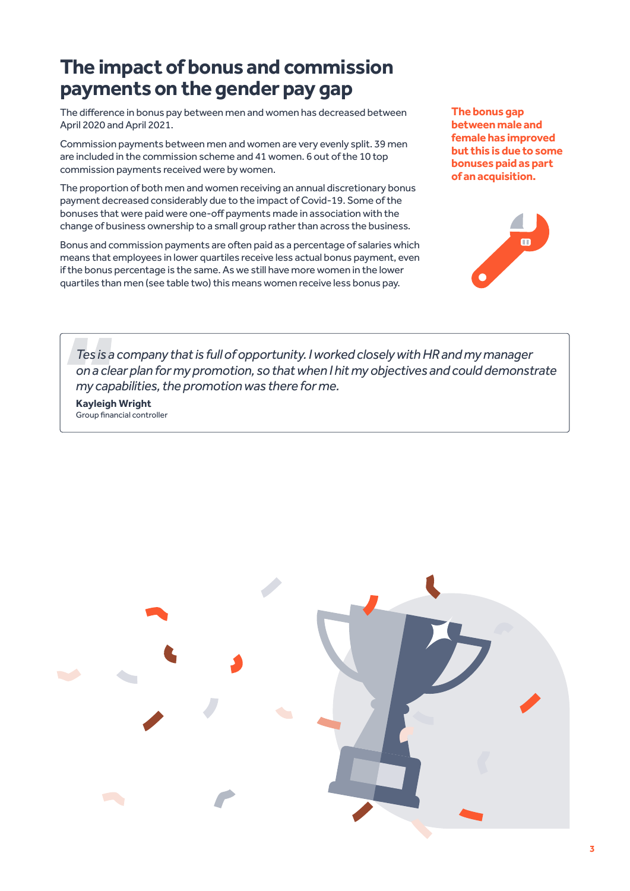# The impact of bonus and commission payments on the gender pay gap

The difference in bonus pay between men and women has decreased between April 2020 and April 2021.

Commission payments between men and women are very evenly split. 39 men are included in the commission scheme and 41 women. 6 out of the 10 top commission payments received were by women.

The proportion of both men and women receiving an annual discretionary bonus payment decreased considerably due to the impact of Covid-19. Some of the bonuses that were paid were one-off payments made in association with the change of business ownership to a small group rather than across the business.

Bonus and commission payments are often paid as a percentage of salaries which means that employees in lower quartiles receive less actual bonus payment, even if the bonus percentage is the same. As we still have more women in the lower quartiles than men (see table two) this means women receive less bonus pay.

**The bonus gap between male and female has improved but this is due to some bonuses paid as part of an acquisition.**

> *Tes is a company that is full of opportunity. I worked closely with HR and my manager on a clear plan for my promotion, so that when I hit my objectives and could demonstrate my capabilities, the promotion was there for me.*
>
> **Kayleigh Wright**
> Group financial controller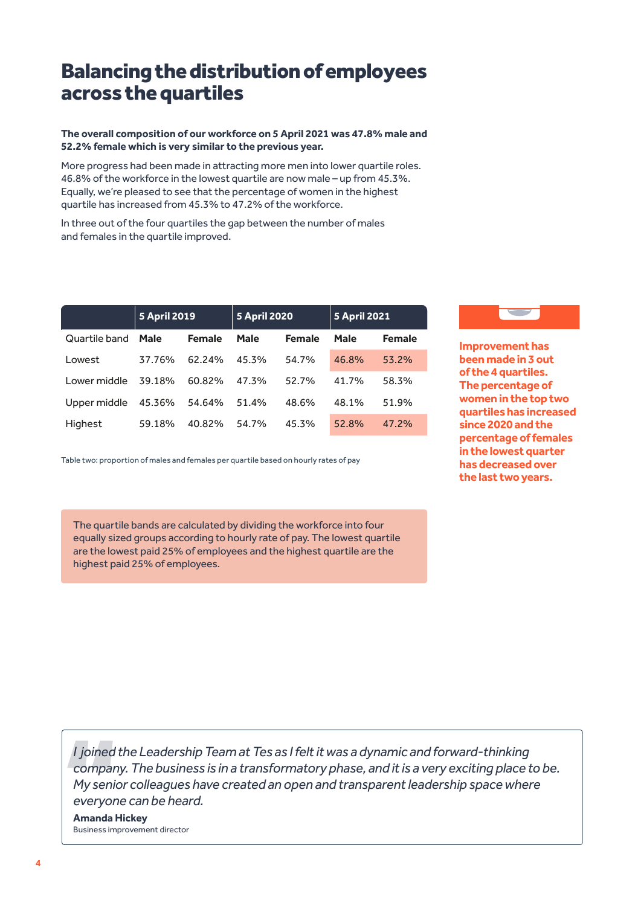# Balancing the distribution of employees across the quartiles

**The overall composition of our workforce on 5 April 2021 was 47.8% male and 52.2% female which is very similar to the previous year.**

More progress had been made in attracting more men into lower quartile roles. 46.8% of the workforce in the lowest quartile are now male – up from 45.3%. Equally, we're pleased to see that the percentage of women in the highest quartile has increased from 45.3% to 47.2% of the workforce.

In three out of the four quartiles the gap between the number of males and females in the quartile improved.

| | 5 April 2019 | | 5 April 2020 | | 5 April 2021 | |
|---|---|---|---|---|---|---|
| Quartile band | **Male** | **Female** | **Male** | **Female** | **Male** | **Female** |
| Lowest | 37.76% | 62.24% | 45.3% | 54.7% | 46.8% | 53.2% |
| Lower middle | 39.18% | 60.82% | 47.3% | 52.7% | 41.7% | 58.3% |
| Upper middle | 45.36% | 54.64% | 51.4% | 48.6% | 48.1% | 51.9% |
| Highest | 59.18% | 40.82% | 54.7% | 45.3% | 52.8% | 47.2% |

Table two: proportion of males and females per quartile based on hourly rates of pay

**Improvement has been made in 3 out of the 4 quartiles. The percentage of women in the top two quartiles has increased since 2020 and the percentage of females in the lowest quarter has decreased over the last two years.**

The quartile bands are calculated by dividing the workforce into four equally sized groups according to hourly rate of pay. The lowest quartile are the lowest paid 25% of employees and the highest quartile are the highest paid 25% of employees.

> *I joined the Leadership Team at Tes as I felt it was a dynamic and forward-thinking company. The business is in a transformatory phase, and it is a very exciting place to be. My senior colleagues have created an open and transparent leadership space where everyone can be heard.*
>
> **Amanda Hickey**
> Business improvement director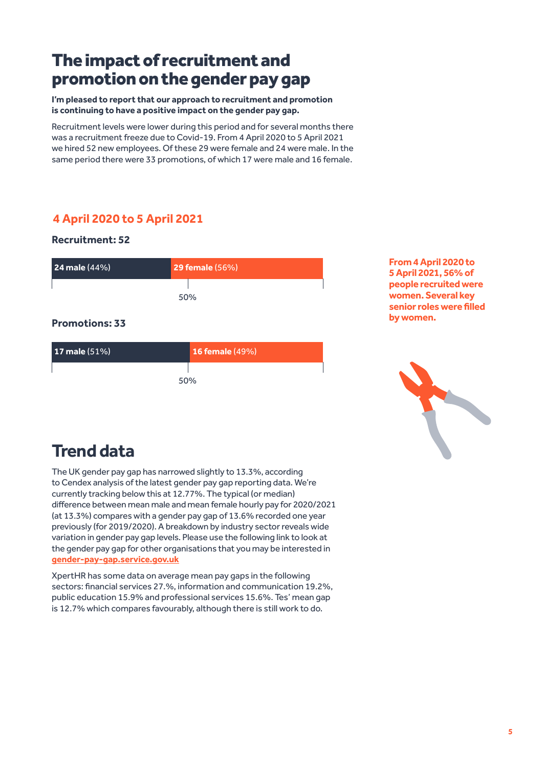# The impact of recruitment and promotion on the gender pay gap

**I'm pleased to report that our approach to recruitment and promotion is continuing to have a positive impact on the gender pay gap.**

Recruitment levels were lower during this period and for several months there was a recruitment freeze due to Covid-19. From 4 April 2020 to 5 April 2021 we hired 52 new employees. Of these 29 were female and 24 were male. In the same period there were 33 promotions, of which 17 were male and 16 female.

## 4 April 2020 to 5 April 2021

**Recruitment: 52**

**24 male** (44%) | **29 female** (56%)

50%

**Promotions: 33**

**17 male** (51%) | **16 female** (49%)

50%

**From 4 April 2020 to 5 April 2021, 56% of people recruited were women. Several key senior roles were filled by women.**

# Trend data

The UK gender pay gap has narrowed slightly to 13.3%, according to Cendex analysis of the latest gender pay gap reporting data. We're currently tracking below this at 12.77%. The typical (or median) difference between mean male and mean female hourly pay for 2020/2021 (at 13.3%) compares with a gender pay gap of 13.6% recorded one year previously (for 2019/2020). A breakdown by industry sector reveals wide variation in gender pay gap levels. Please use the following link to look at the gender pay gap for other organisations that you may be interested in **gender-pay-gap.service.gov.uk**

XpertHR has some data on average mean pay gaps in the following sectors: financial services 27.%, information and communication 19.2%, public education 15.9% and professional services 15.6%. Tes' mean gap is 12.7% which compares favourably, although there is still work to do.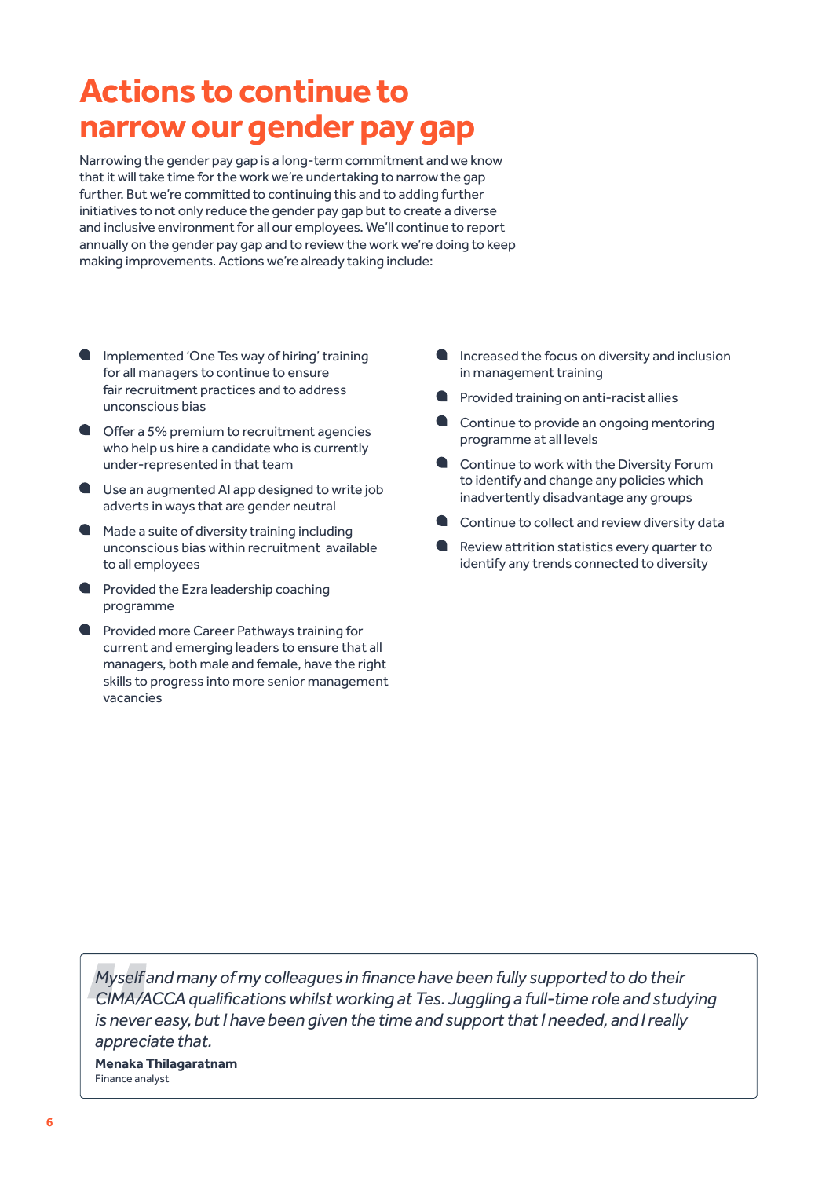# Actions to continue to narrow our gender pay gap

Narrowing the gender pay gap is a long-term commitment and we know that it will take time for the work we're undertaking to narrow the gap further. But we're committed to continuing this and to adding further initiatives to not only reduce the gender pay gap but to create a diverse and inclusive environment for all our employees. We'll continue to report annually on the gender pay gap and to review the work we're doing to keep making improvements. Actions we're already taking include:

- Implemented 'One Tes way of hiring' training for all managers to continue to ensure fair recruitment practices and to address unconscious bias
- Offer a 5% premium to recruitment agencies who help us hire a candidate who is currently under-represented in that team
- Use an augmented AI app designed to write job adverts in ways that are gender neutral
- Made a suite of diversity training including unconscious bias within recruitment available to all employees
- Provided the Ezra leadership coaching programme
- Provided more Career Pathways training for current and emerging leaders to ensure that all managers, both male and female, have the right skills to progress into more senior management vacancies
- Increased the focus on diversity and inclusion in management training
- Provided training on anti-racist allies
- Continue to provide an ongoing mentoring programme at all levels
- Continue to work with the Diversity Forum to identify and change any policies which inadvertently disadvantage any groups
- Continue to collect and review diversity data
- Review attrition statistics every quarter to identify any trends connected to diversity

> *Myself and many of my colleagues in finance have been fully supported to do their CIMA/ACCA qualifications whilst working at Tes. Juggling a full-time role and studying is never easy, but I have been given the time and support that I needed, and I really appreciate that.*
>
> **Menaka Thilagaratnam**
> Finance analyst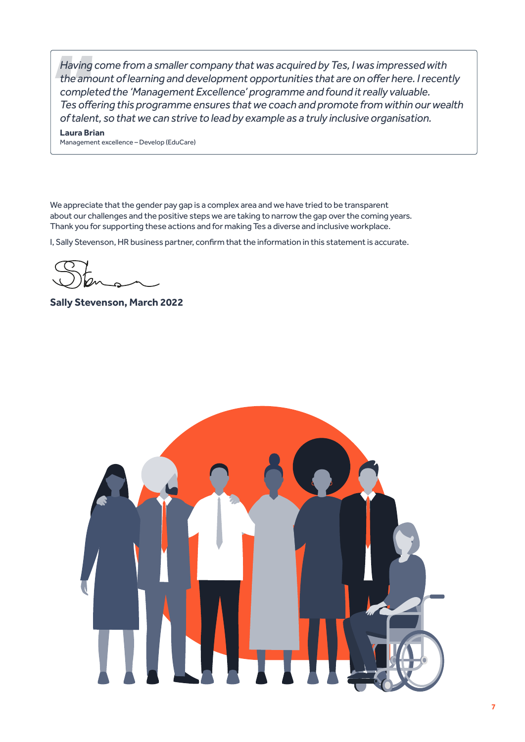> *Having come from a smaller company that was acquired by Tes, I was impressed with the amount of learning and development opportunities that are on offer here. I recently completed the 'Management Excellence' programme and found it really valuable. Tes offering this programme ensures that we coach and promote from within our wealth of talent, so that we can strive to lead by example as a truly inclusive organisation.*
>
> **Laura Brian**
> Management excellence – Develop (EduCare)

We appreciate that the gender pay gap is a complex area and we have tried to be transparent about our challenges and the positive steps we are taking to narrow the gap over the coming years. Thank you for supporting these actions and for making Tes a diverse and inclusive workplace.

I, Sally Stevenson, HR business partner, confirm that the information in this statement is accurate.

**Sally Stevenson, March 2022**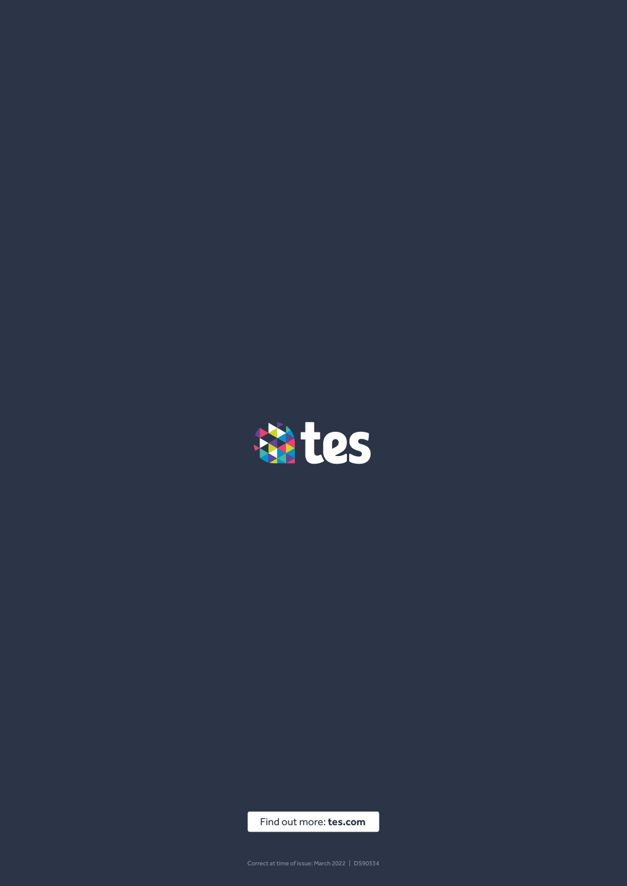tes

Find out more: **tes.com**

Correct at time of issue: March 2022 | DS90334